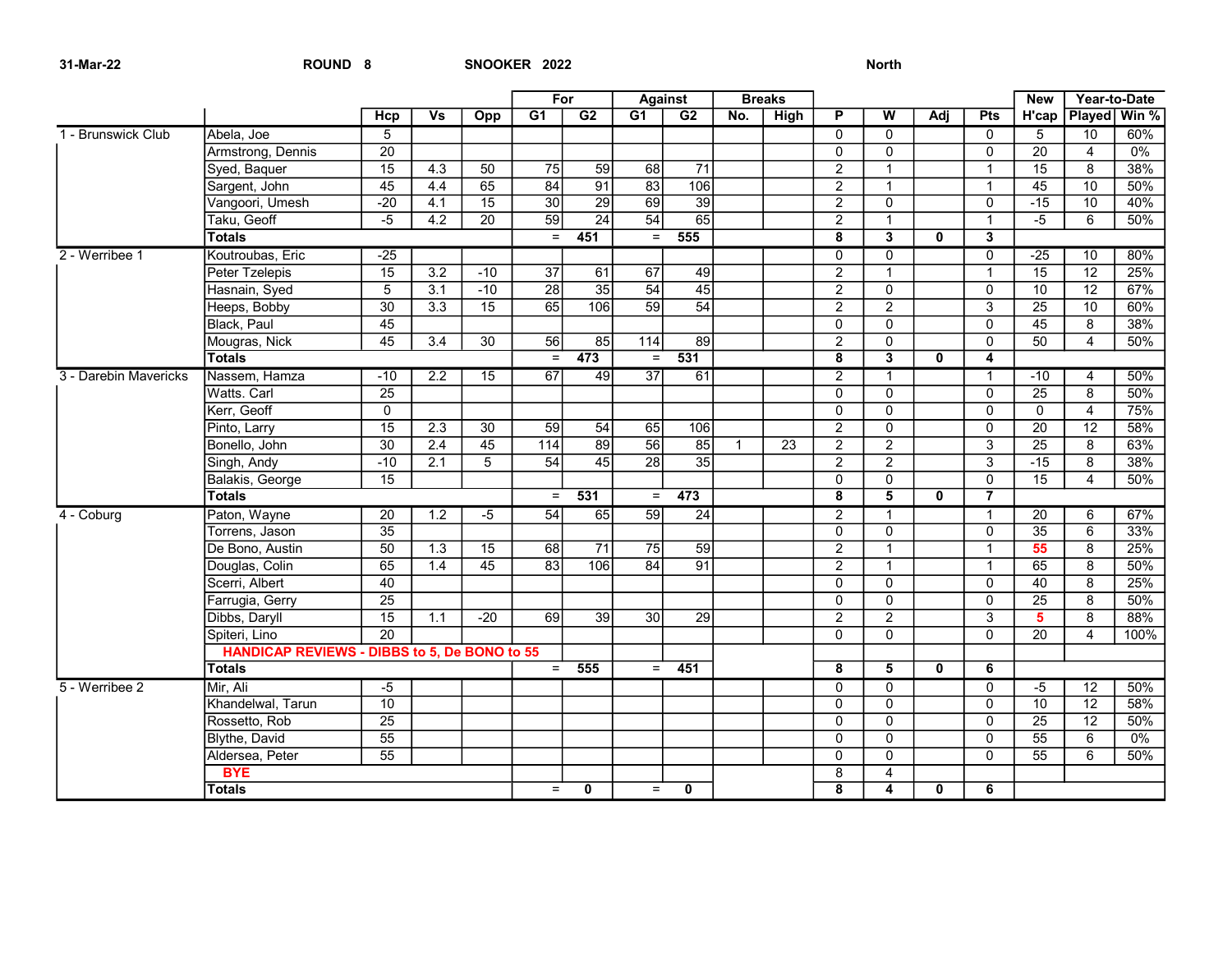31-Mar-22 ROUND 8 SNOOKER 2022 North

| | | Hcp | Vs | Opp | For | | Against | | Breaks | | P | W | Adj | Pts | New | Year-to-Date | |
|---|---|---|---|---|---|---|---|---|---|---|---|---|---|---|---|---|---|
| | | | | | G1 | G2 | G1 | G2 | No. | High | | | | | H'cap | Played | Win % |
| 1 - Brunswick Club | Abela, Joe | 5 | | | | | | | | | 0 | 0 | | 0 | 5 | 10 | 60% |
| | Armstrong, Dennis | 20 | | | | | | | | | 0 | 0 | | 0 | 20 | 4 | 0% |
| | Syed, Baquer | 15 | 4.3 | 50 | 75 | 59 | 68 | 71 | | | 2 | 1 | | 1 | 15 | 8 | 38% |
| | Sargent, John | 45 | 4.4 | 65 | 84 | 91 | 83 | 106 | | | 2 | 1 | | 1 | 45 | 10 | 50% |
| | Vangoori, Umesh | -20 | 4.1 | 15 | 30 | 29 | 69 | 39 | | | 2 | 0 | | 0 | -15 | 10 | 40% |
| | Taku, Geoff | -5 | 4.2 | 20 | 59 | 24 | 54 | 65 | | | 2 | 1 | | 1 | -5 | 6 | 50% |
| | **Totals** | | | | = | **451** | = | **555** | | | **8** | **3** | **0** | **3** | | | |
| 2 - Werribee 1 | Koutroubas, Eric | -25 | | | | | | | | | 0 | 0 | | 0 | -25 | 10 | 80% |
| | Peter Tzelepis | 15 | 3.2 | -10 | 37 | 61 | 67 | 49 | | | 2 | 1 | | 1 | 15 | 12 | 25% |
| | Hasnain, Syed | 5 | 3.1 | -10 | 28 | 35 | 54 | 45 | | | 2 | 0 | | 0 | 10 | 12 | 67% |
| | Heeps, Bobby | 30 | 3.3 | 15 | 65 | 106 | 59 | 54 | | | 2 | 2 | | 3 | 25 | 10 | 60% |
| | Black, Paul | 45 | | | | | | | | | 0 | 0 | | 0 | 45 | 8 | 38% |
| | Mougras, Nick | 45 | 3.4 | 30 | 56 | 85 | 114 | 89 | | | 2 | 0 | | 0 | 50 | 4 | 50% |
| | **Totals** | | | | = | **473** | = | **531** | | | **8** | **3** | **0** | **4** | | | |
| 3 - Darebin Mavericks | Nassem, Hamza | -10 | 2.2 | 15 | 67 | 49 | 37 | 61 | | | 2 | 1 | | 1 | -10 | 4 | 50% |
| | Watts. Carl | 25 | | | | | | | | | 0 | 0 | | 0 | 25 | 8 | 50% |
| | Kerr, Geoff | 0 | | | | | | | | | 0 | 0 | | 0 | 0 | 4 | 75% |
| | Pinto, Larry | 15 | 2.3 | 30 | 59 | 54 | 65 | 106 | | | 2 | 0 | | 0 | 20 | 12 | 58% |
| | Bonello, John | 30 | 2.4 | 45 | 114 | 89 | 56 | 85 | 1 | 23 | 2 | 2 | | 3 | 25 | 8 | 63% |
| | Singh, Andy | -10 | 2.1 | 5 | 54 | 45 | 28 | 35 | | | 2 | 2 | | 3 | -15 | 8 | 38% |
| | Balakis, George | 15 | | | | | | | | | 0 | 0 | | 0 | 15 | 4 | 50% |
| | **Totals** | | | | = | **531** | = | **473** | | | **8** | **5** | **0** | **7** | | | |
| 4 - Coburg | Paton, Wayne | 20 | 1.2 | -5 | 54 | 65 | 59 | 24 | | | 2 | 1 | | 1 | 20 | 6 | 67% |
| | Torrens, Jason | 35 | | | | | | | | | 0 | 0 | | 0 | 35 | 6 | 33% |
| | De Bono, Austin | 50 | 1.3 | 15 | 68 | 71 | 75 | 59 | | | 2 | 1 | | 1 | **55** | 8 | 25% |
| | Douglas, Colin | 65 | 1.4 | 45 | 83 | 106 | 84 | 91 | | | 2 | 1 | | 1 | 65 | 8 | 50% |
| | Scerri, Albert | 40 | | | | | | | | | 0 | 0 | | 0 | 40 | 8 | 25% |
| | Farrugia, Gerry | 25 | | | | | | | | | 0 | 0 | | 0 | 25 | 8 | 50% |
| | Dibbs, Daryll | 15 | 1.1 | -20 | 69 | 39 | 30 | 29 | | | 2 | 2 | | 3 | **5** | 8 | 88% |
| | Spiteri, Lino | 20 | | | | | | | | | 0 | 0 | | 0 | 20 | 4 | 100% |
| | **HANDICAP REVIEWS - DIBBS to 5, De BONO to 55** | | | | | | | | | | | | | | | | |
| | **Totals** | | | | = | **555** | = | **451** | | | **8** | **5** | **0** | **6** | | | |
| 5 - Werribee 2 | Mir, Ali | -5 | | | | | | | | | 0 | 0 | | 0 | -5 | 12 | 50% |
| | Khandelwal, Tarun | 10 | | | | | | | | | 0 | 0 | | 0 | 10 | 12 | 58% |
| | Rossetto, Rob | 25 | | | | | | | | | 0 | 0 | | 0 | 25 | 12 | 50% |
| | Blythe, David | 55 | | | | | | | | | 0 | 0 | | 0 | 55 | 6 | 0% |
| | Aldersea, Peter | 55 | | | | | | | | | 0 | 0 | | 0 | 55 | 6 | 50% |
| | **BYE** | | | | | | | | | | 8 | 4 | | | | | |
| | **Totals** | | | | = | **0** | = | **0** | | | **8** | **4** | **0** | **6** | | | |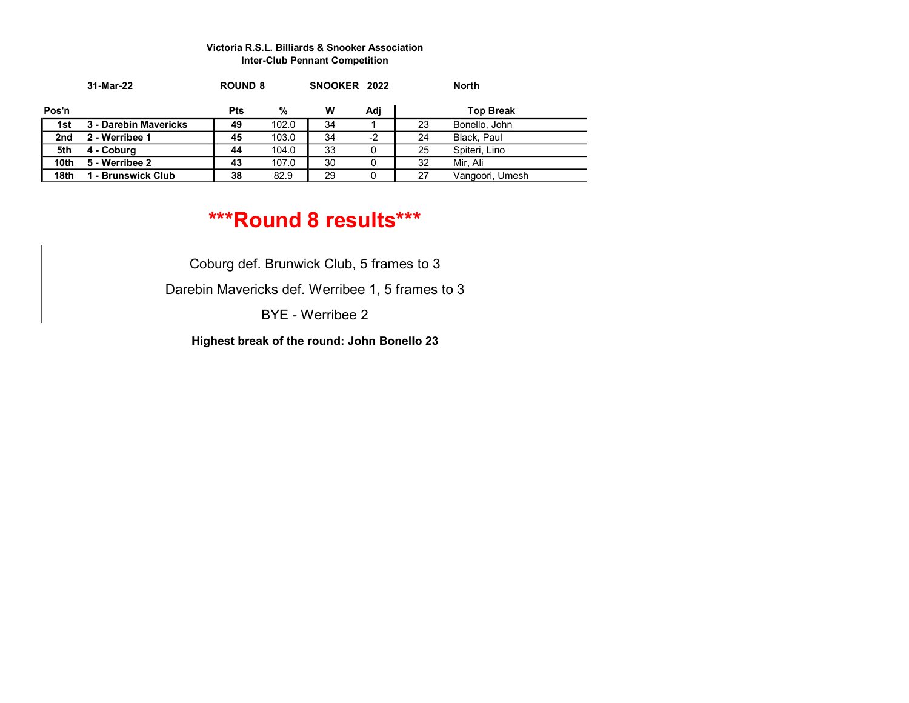**Victoria R.S.L. Billiards & Snooker Association**
**Inter-Club Pennant Competition**

**31-Mar-22** **ROUND 8** **SNOOKER 2022** **North**

| Pos'n | | Pts | % | W | Adj | | Top Break |
|---|---|---|---|---|---|---|---|
| **1st** | **3 - Darebin Mavericks** | **49** | 102.0 | 34 | 1 | 23 | Bonello, John |
| **2nd** | **2 - Werribee 1** | **45** | 103.0 | 34 | -2 | 24 | Black, Paul |
| **5th** | **4 - Coburg** | **44** | 104.0 | 33 | 0 | 25 | Spiteri, Lino |
| **10th** | **5 - Werribee 2** | **43** | 107.0 | 30 | 0 | 32 | Mir, Ali |
| **18th** | **1 - Brunswick Club** | **38** | 82.9 | 29 | 0 | 27 | Vangoori, Umesh |

# ***Round 8 results***

Coburg def. Brunwick Club, 5 frames to 3

Darebin Mavericks def. Werribee 1, 5 frames to 3

BYE - Werribee 2

**Highest break of the round: John Bonello 23**